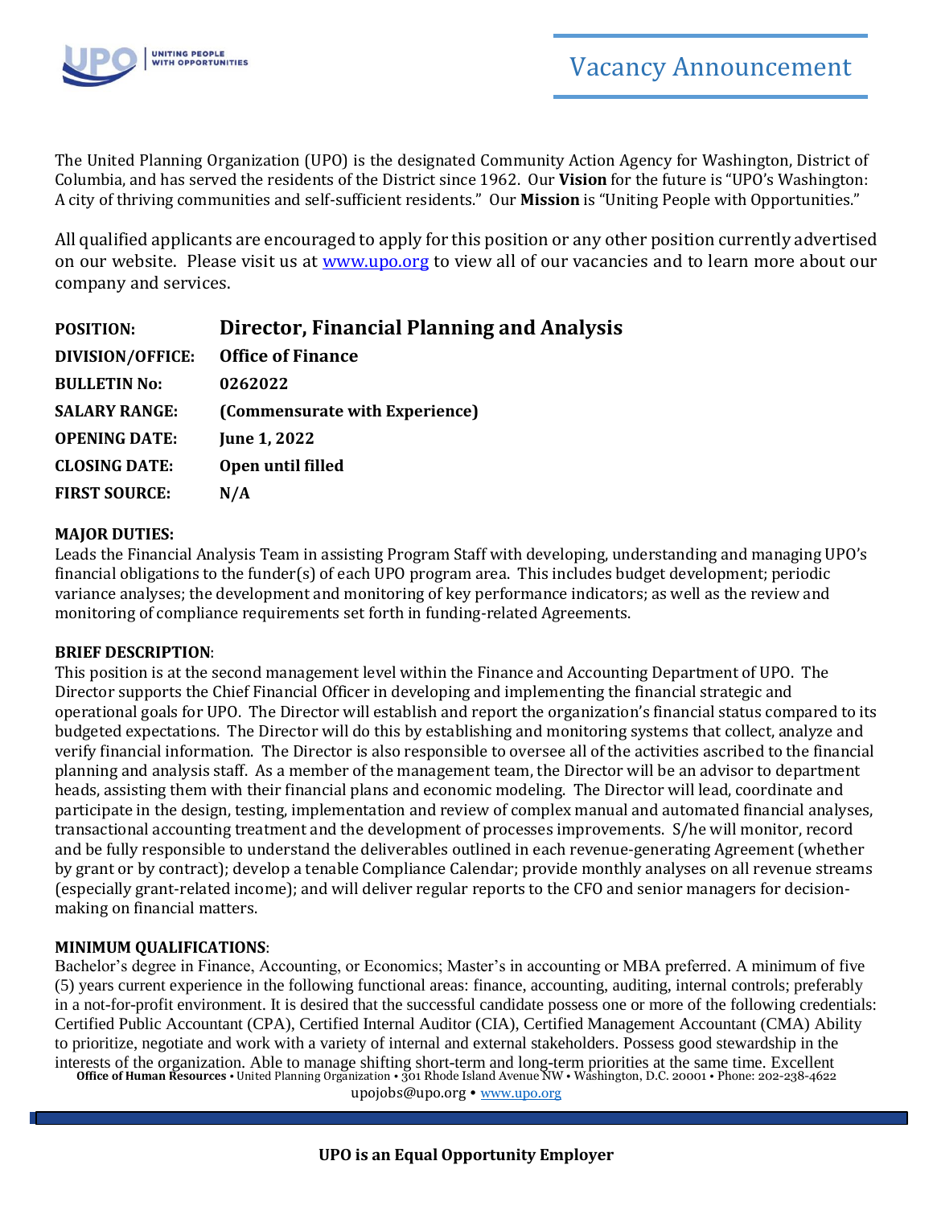# Vacancy Announcement

The United Planning Organization (UPO) is the designated Community Action Agency for Washington, District of Columbia, and has served the residents of the District since 1962. Our **Vision** for the future is "UPO's Washington: A city of thriving communities and self-sufficient residents." Our **Mission** is "Uniting People with Opportunities."

All qualified applicants are encouraged to apply for this position or any other position currently advertised on our website. Please visit us at www.upo.org to view all of our vacancies and to learn more about our company and services.

| | |
|---|---|
| **POSITION:** | **Director, Financial Planning and Analysis** |
| **DIVISION/OFFICE:** | **Office of Finance** |
| **BULLETIN No:** | **0262022** |
| **SALARY RANGE:** | **(Commensurate with Experience)** |
| **OPENING DATE:** | **June 1, 2022** |
| **CLOSING DATE:** | **Open until filled** |
| **FIRST SOURCE:** | **N/A** |

**MAJOR DUTIES:**
Leads the Financial Analysis Team in assisting Program Staff with developing, understanding and managing UPO's financial obligations to the funder(s) of each UPO program area. This includes budget development; periodic variance analyses; the development and monitoring of key performance indicators; as well as the review and monitoring of compliance requirements set forth in funding-related Agreements.

**BRIEF DESCRIPTION**:
This position is at the second management level within the Finance and Accounting Department of UPO. The Director supports the Chief Financial Officer in developing and implementing the financial strategic and operational goals for UPO. The Director will establish and report the organization's financial status compared to its budgeted expectations. The Director will do this by establishing and monitoring systems that collect, analyze and verify financial information. The Director is also responsible to oversee all of the activities ascribed to the financial planning and analysis staff. As a member of the management team, the Director will be an advisor to department heads, assisting them with their financial plans and economic modeling. The Director will lead, coordinate and participate in the design, testing, implementation and review of complex manual and automated financial analyses, transactional accounting treatment and the development of processes improvements. S/he will monitor, record and be fully responsible to understand the deliverables outlined in each revenue-generating Agreement (whether by grant or by contract); develop a tenable Compliance Calendar; provide monthly analyses on all revenue streams (especially grant-related income); and will deliver regular reports to the CFO and senior managers for decision-making on financial matters.

**MINIMUM QUALIFICATIONS**:
Bachelor's degree in Finance, Accounting, or Economics; Master's in accounting or MBA preferred. A minimum of five (5) years current experience in the following functional areas: finance, accounting, auditing, internal controls; preferably in a not-for-profit environment. It is desired that the successful candidate possess one or more of the following credentials: Certified Public Accountant (CPA), Certified Internal Auditor (CIA), Certified Management Accountant (CMA) Ability to prioritize, negotiate and work with a variety of internal and external stakeholders. Possess good stewardship in the interests of the organization. Able to manage shifting short-term and long-term priorities at the same time. Excellent

**Office of Human Resources** • United Planning Organization • 301 Rhode Island Avenue NW • Washington, D.C. 20001 • Phone: 202-238-4622
upojobs@upo.org • www.upo.org

**UPO is an Equal Opportunity Employer**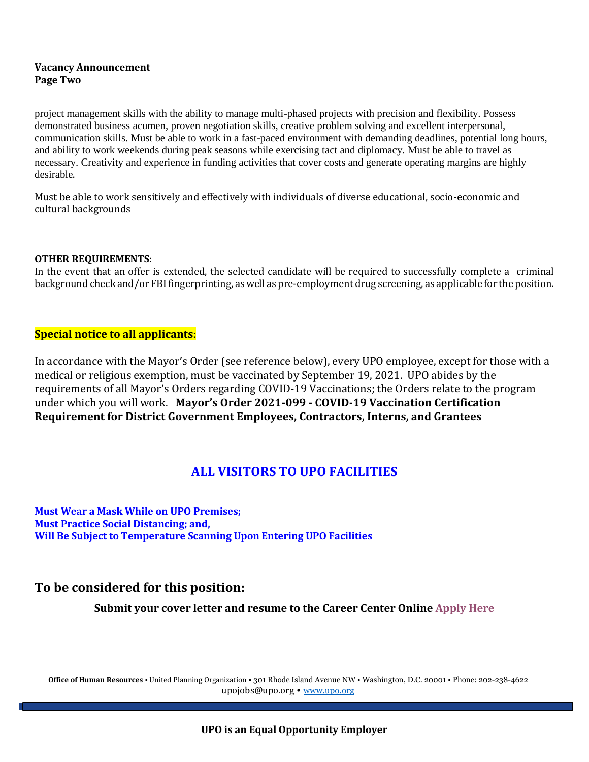project management skills with the ability to manage multi-phased projects with precision and flexibility. Possess demonstrated business acumen, proven negotiation skills, creative problem solving and excellent interpersonal, communication skills. Must be able to work in a fast-paced environment with demanding deadlines, potential long hours, and ability to work weekends during peak seasons while exercising tact and diplomacy. Must be able to travel as necessary. Creativity and experience in funding activities that cover costs and generate operating margins are highly desirable.

Must be able to work sensitively and effectively with individuals of diverse educational, socio-economic and cultural backgrounds

**OTHER REQUIREMENTS**:
In the event that an offer is extended, the selected candidate will be required to successfully complete a criminal background check and/or FBI fingerprinting, as well as pre-employment drug screening, as applicable for the position.

**Special notice to all applicants**:

In accordance with the Mayor's Order (see reference below), every UPO employee, except for those with a medical or religious exemption, must be vaccinated by September 19, 2021. UPO abides by the requirements of all Mayor's Orders regarding COVID-19 Vaccinations; the Orders relate to the program under which you will work. **Mayor's Order 2021-099 - COVID-19 Vaccination Certification Requirement for District Government Employees, Contractors, Interns, and Grantees**

## ALL VISITORS TO UPO FACILITIES

**Must Wear a Mask While on UPO Premises;**
**Must Practice Social Distancing; and,**
**Will Be Subject to Temperature Scanning Upon Entering UPO Facilities**

## To be considered for this position:

**Submit your cover letter and resume to the Career Center Online Apply Here**

**Office of Human Resources** • United Planning Organization • 301 Rhode Island Avenue NW • Washington, D.C. 20001 • Phone: 202-238-4622
upojobs@upo.org • www.upo.org

**UPO is an Equal Opportunity Employer**